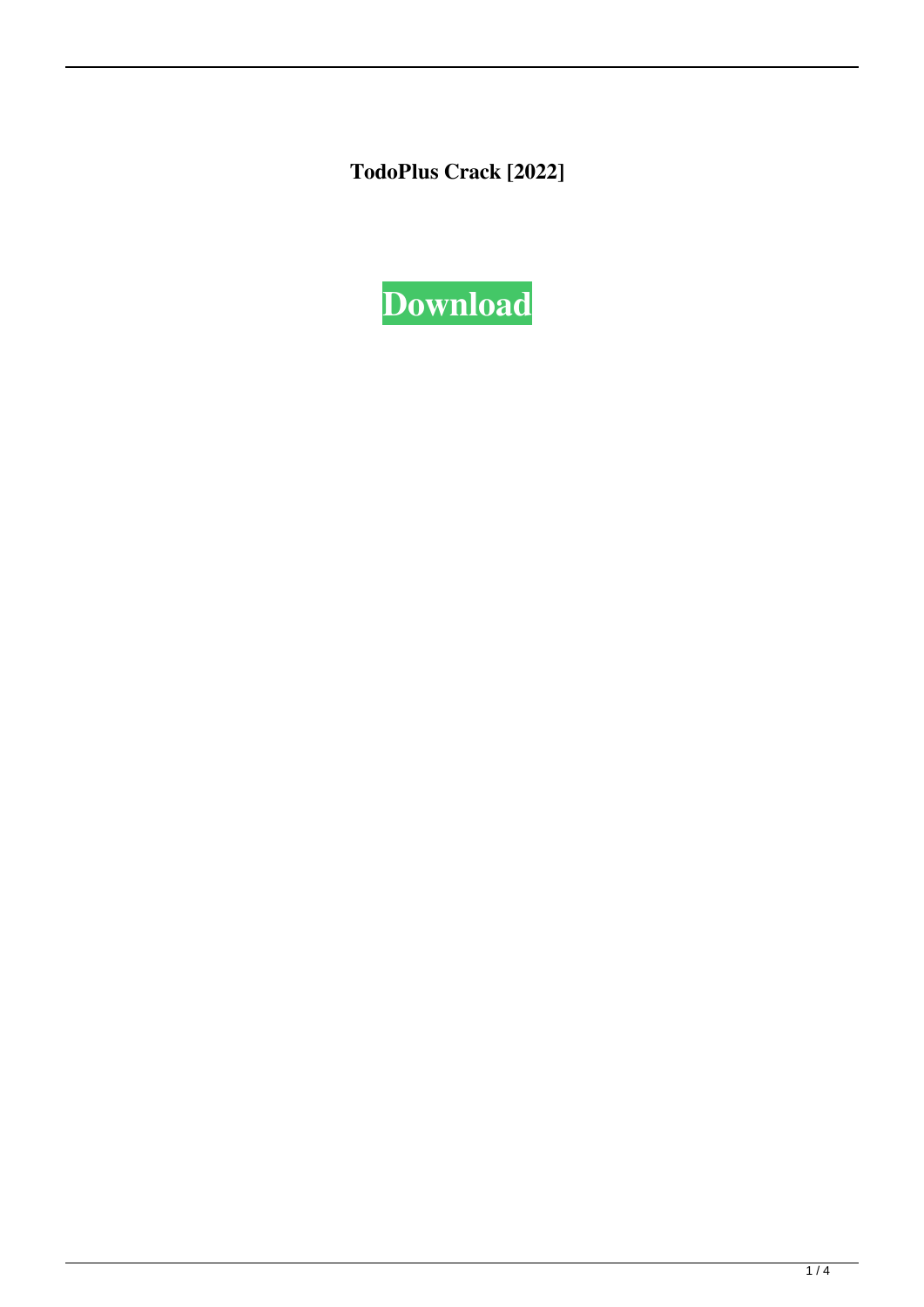**TodoPlus Crack [2022]**

**Download**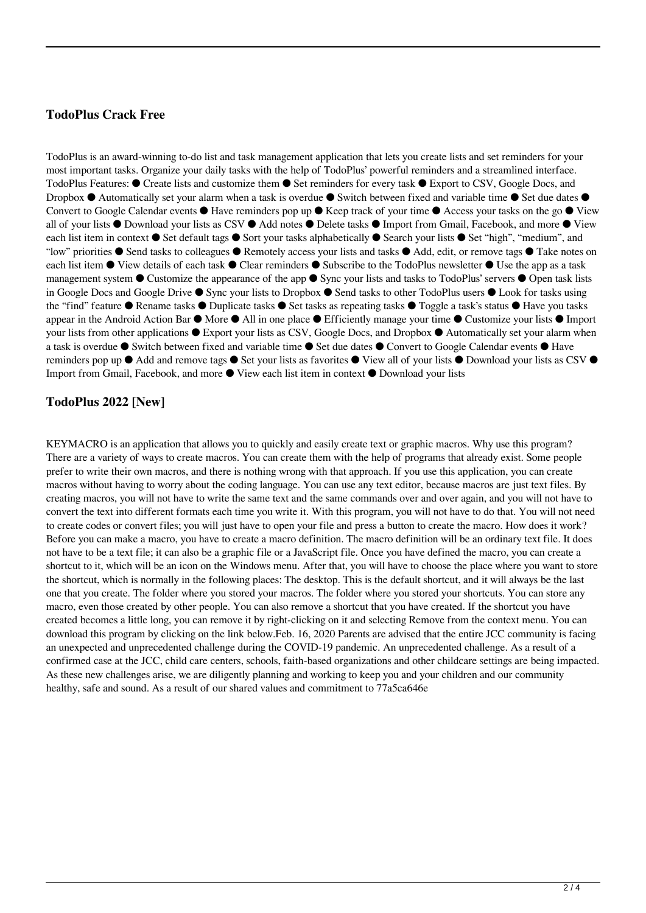## TodoPlus Crack Free

TodoPlus is an award-winning to-do list and task management application that lets you create lists and set reminders for your most important tasks. Organize your daily tasks with the help of TodoPlus' powerful reminders and a streamlined interface. TodoPlus Features: ● Create lists and customize them ● Set reminders for every task ● Export to CSV, Google Docs, and Dropbox ● Automatically set your alarm when a task is overdue ● Switch between fixed and variable time ● Set due dates ● Convert to Google Calendar events ● Have reminders pop up ● Keep track of your time ● Access your tasks on the go ● View all of your lists ● Download your lists as CSV ● Add notes ● Delete tasks ● Import from Gmail, Facebook, and more ● View each list item in context ● Set default tags ● Sort your tasks alphabetically ● Search your lists ● Set "high", "medium", and "low" priorities ● Send tasks to colleagues ● Remotely access your lists and tasks ● Add, edit, or remove tags ● Take notes on each list item ● View details of each task ● Clear reminders ● Subscribe to the TodoPlus newsletter ● Use the app as a task management system ● Customize the appearance of the app ● Sync your lists and tasks to TodoPlus' servers ● Open task lists in Google Docs and Google Drive ● Sync your lists to Dropbox ● Send tasks to other TodoPlus users ● Look for tasks using the "find" feature ● Rename tasks ● Duplicate tasks ● Set tasks as repeating tasks ● Toggle a task's status ● Have you tasks appear in the Android Action Bar ● More ● All in one place ● Efficiently manage your time ● Customize your lists ● Import your lists from other applications ● Export your lists as CSV, Google Docs, and Dropbox ● Automatically set your alarm when a task is overdue ● Switch between fixed and variable time ● Set due dates ● Convert to Google Calendar events ● Have reminders pop up ● Add and remove tags ● Set your lists as favorites ● View all of your lists ● Download your lists as CSV ● Import from Gmail, Facebook, and more ● View each list item in context ● Download your lists

## TodoPlus 2022 [New]

KEYMACRO is an application that allows you to quickly and easily create text or graphic macros. Why use this program? There are a variety of ways to create macros. You can create them with the help of programs that already exist. Some people prefer to write their own macros, and there is nothing wrong with that approach. If you use this application, you can create macros without having to worry about the coding language. You can use any text editor, because macros are just text files. By creating macros, you will not have to write the same text and the same commands over and over again, and you will not have to convert the text into different formats each time you write it. With this program, you will not have to do that. You will not need to create codes or convert files; you will just have to open your file and press a button to create the macro. How does it work? Before you can make a macro, you have to create a macro definition. The macro definition will be an ordinary text file. It does not have to be a text file; it can also be a graphic file or a JavaScript file. Once you have defined the macro, you can create a shortcut to it, which will be an icon on the Windows menu. After that, you will have to choose the place where you want to store the shortcut, which is normally in the following places: The desktop. This is the default shortcut, and it will always be the last one that you create. The folder where you stored your macros. The folder where you stored your shortcuts. You can store any macro, even those created by other people. You can also remove a shortcut that you have created. If the shortcut you have created becomes a little long, you can remove it by right-clicking on it and selecting Remove from the context menu. You can download this program by clicking on the link below.Feb. 16, 2020 Parents are advised that the entire JCC community is facing an unexpected and unprecedented challenge during the COVID-19 pandemic. An unprecedented challenge. As a result of a confirmed case at the JCC, child care centers, schools, faith-based organizations and other childcare settings are being impacted. As these new challenges arise, we are diligently planning and working to keep you and your children and our community healthy, safe and sound. As a result of our shared values and commitment to 77a5ca646e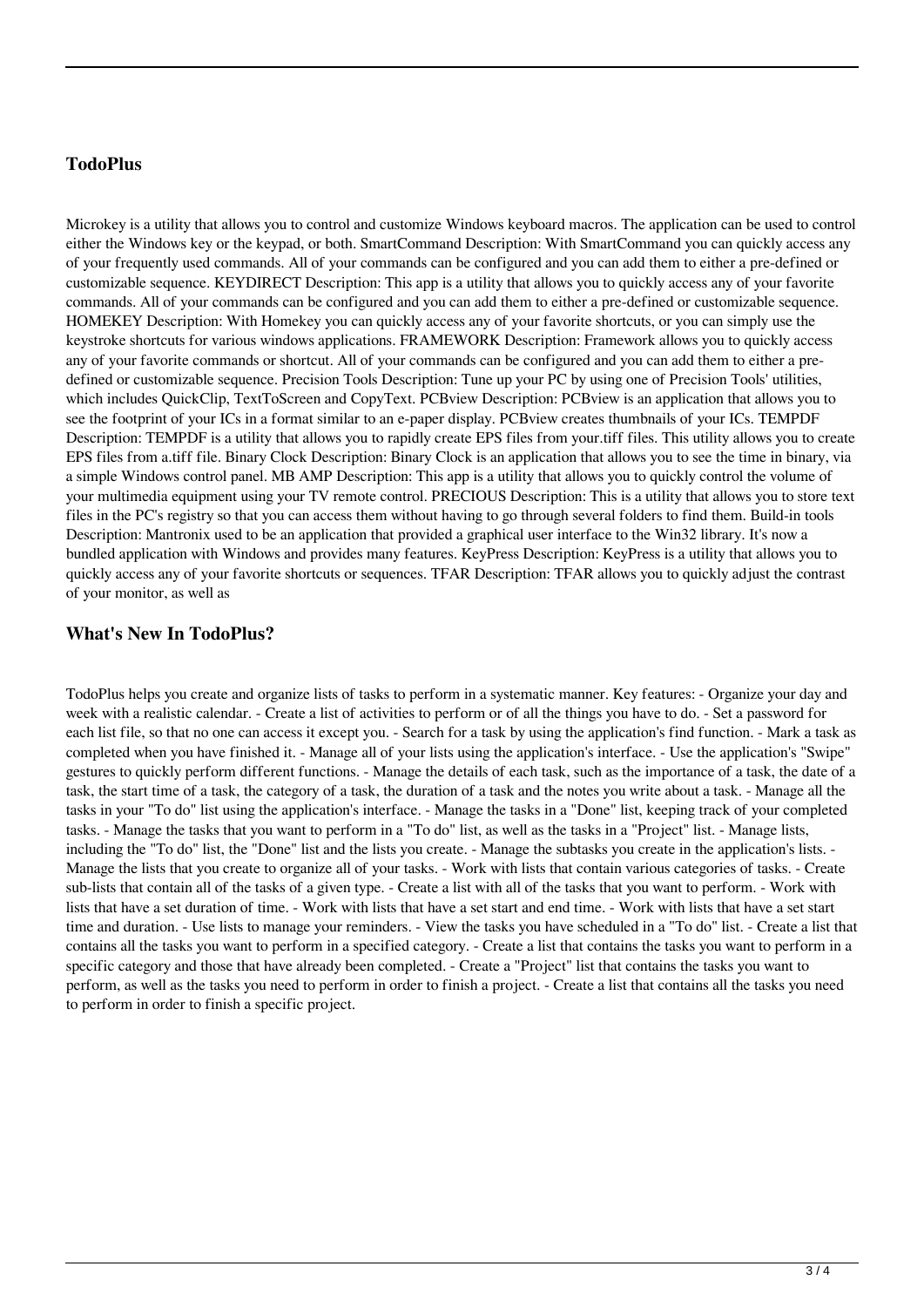## TodoPlus

Microkey is a utility that allows you to control and customize Windows keyboard macros. The application can be used to control either the Windows key or the keypad, or both. SmartCommand Description: With SmartCommand you can quickly access any of your frequently used commands. All of your commands can be configured and you can add them to either a pre-defined or customizable sequence. KEYDIRECT Description: This app is a utility that allows you to quickly access any of your favorite commands. All of your commands can be configured and you can add them to either a pre-defined or customizable sequence. HOMEKEY Description: With Homekey you can quickly access any of your favorite shortcuts, or you can simply use the keystroke shortcuts for various windows applications. FRAMEWORK Description: Framework allows you to quickly access any of your favorite commands or shortcut. All of your commands can be configured and you can add them to either a pre-defined or customizable sequence. Precision Tools Description: Tune up your PC by using one of Precision Tools' utilities, which includes QuickClip, TextToScreen and CopyText. PCBview Description: PCBview is an application that allows you to see the footprint of your ICs in a format similar to an e-paper display. PCBview creates thumbnails of your ICs. TEMPDF Description: TEMPDF is a utility that allows you to rapidly create EPS files from your.tiff files. This utility allows you to create EPS files from a.tiff file. Binary Clock Description: Binary Clock is an application that allows you to see the time in binary, via a simple Windows control panel. MB AMP Description: This app is a utility that allows you to quickly control the volume of your multimedia equipment using your TV remote control. PRECIOUS Description: This is a utility that allows you to store text files in the PC's registry so that you can access them without having to go through several folders to find them. Build-in tools Description: Mantronix used to be an application that provided a graphical user interface to the Win32 library. It's now a bundled application with Windows and provides many features. KeyPress Description: KeyPress is a utility that allows you to quickly access any of your favorite shortcuts or sequences. TFAR Description: TFAR allows you to quickly adjust the contrast of your monitor, as well as

## What's New In TodoPlus?

TodoPlus helps you create and organize lists of tasks to perform in a systematic manner. Key features: - Organize your day and week with a realistic calendar. - Create a list of activities to perform or of all the things you have to do. - Set a password for each list file, so that no one can access it except you. - Search for a task by using the application's find function. - Mark a task as completed when you have finished it. - Manage all of your lists using the application's interface. - Use the application's "Swipe" gestures to quickly perform different functions. - Manage the details of each task, such as the importance of a task, the date of a task, the start time of a task, the category of a task, the duration of a task and the notes you write about a task. - Manage all the tasks in your "To do" list using the application's interface. - Manage the tasks in a "Done" list, keeping track of your completed tasks. - Manage the tasks that you want to perform in a "To do" list, as well as the tasks in a "Project" list. - Manage lists, including the "To do" list, the "Done" list and the lists you create. - Manage the subtasks you create in the application's lists. - Manage the lists that you create to organize all of your tasks. - Work with lists that contain various categories of tasks. - Create sub-lists that contain all of the tasks of a given type. - Create a list with all of the tasks that you want to perform. - Work with lists that have a set duration of time. - Work with lists that have a set start and end time. - Work with lists that have a set start time and duration. - Use lists to manage your reminders. - View the tasks you have scheduled in a "To do" list. - Create a list that contains all the tasks you want to perform in a specified category. - Create a list that contains the tasks you want to perform in a specific category and those that have already been completed. - Create a "Project" list that contains the tasks you want to perform, as well as the tasks you need to perform in order to finish a project. - Create a list that contains all the tasks you need to perform in order to finish a specific project.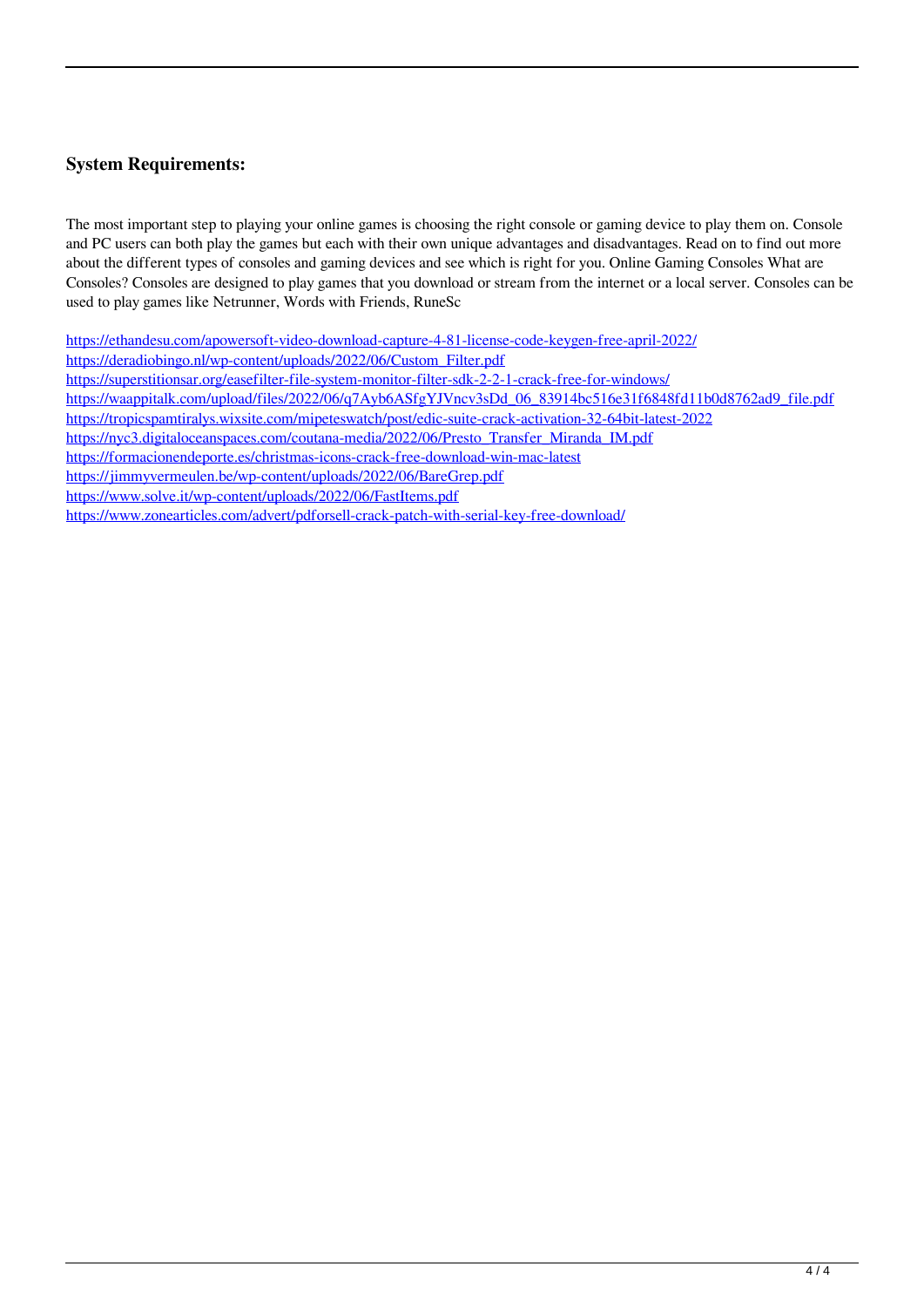### System Requirements:

The most important step to playing your online games is choosing the right console or gaming device to play them on. Console and PC users can both play the games but each with their own unique advantages and disadvantages. Read on to find out more about the different types of consoles and gaming devices and see which is right for you. Online Gaming Consoles What are Consoles? Consoles are designed to play games that you download or stream from the internet or a local server. Consoles can be used to play games like Netrunner, Words with Friends, RuneSc

https://ethandesu.com/apowersoft-video-download-capture-4-81-license-code-keygen-free-april-2022/
https://deradiobingo.nl/wp-content/uploads/2022/06/Custom_Filter.pdf
https://superstitionsar.org/easefilter-file-system-monitor-filter-sdk-2-2-1-crack-free-for-windows/
https://waappitalk.com/upload/files/2022/06/q7Ayb6ASfgYJVncv3sDd_06_83914bc516e31f6848fd11b0d8762ad9_file.pdf
https://tropicspamtiralys.wixsite.com/mipeteswatch/post/edic-suite-crack-activation-32-64bit-latest-2022
https://nyc3.digitaloceanspaces.com/coutana-media/2022/06/Presto_Transfer_Miranda_IM.pdf
https://formacionendeporte.es/christmas-icons-crack-free-download-win-mac-latest
https://jimmyvermeulen.be/wp-content/uploads/2022/06/BareGrep.pdf
https://www.solve.it/wp-content/uploads/2022/06/FastItems.pdf
https://www.zonearticles.com/advert/pdforsell-crack-patch-with-serial-key-free-download/